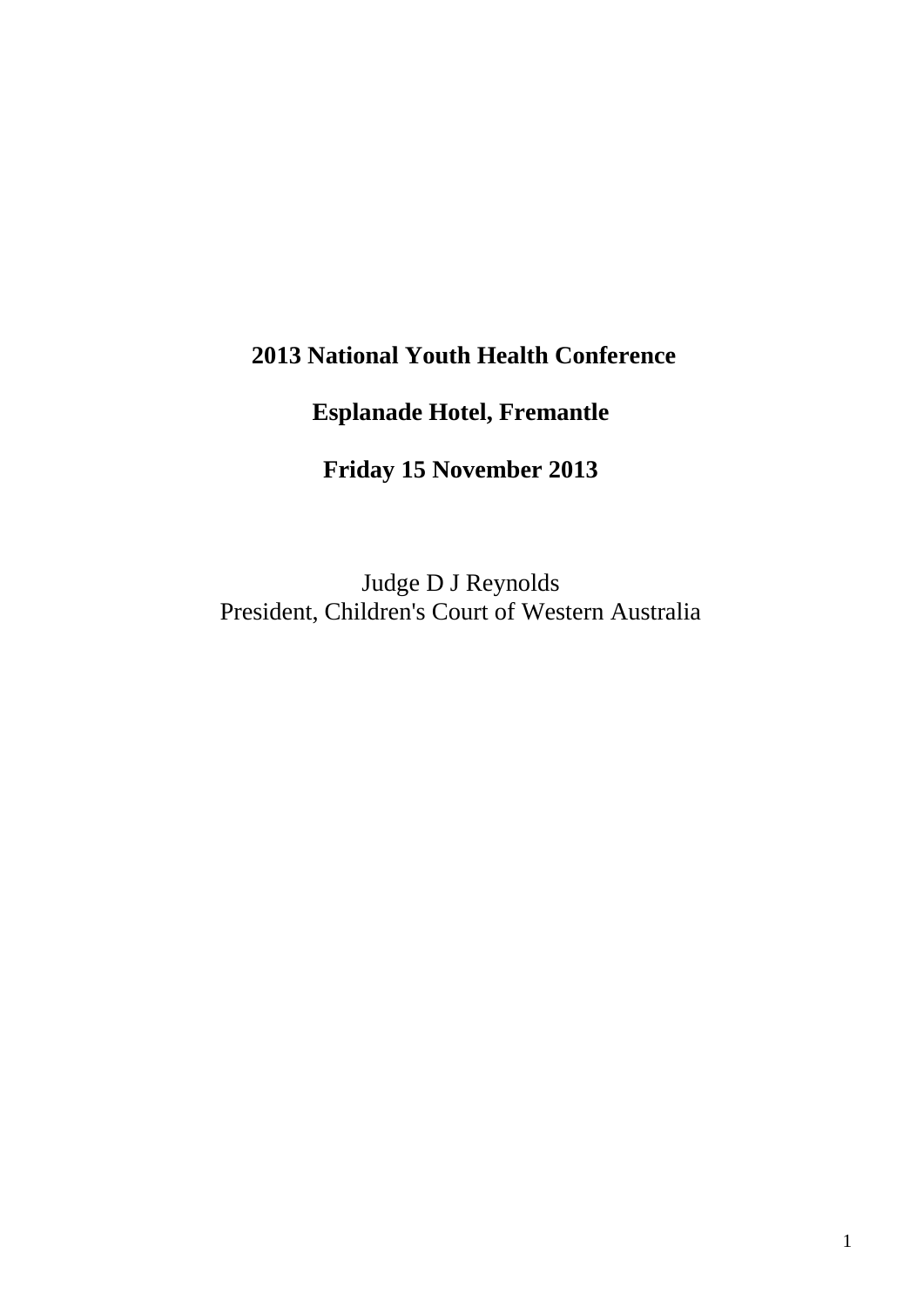**2013 National Youth Health Conference**

**Esplanade Hotel, Fremantle**

**Friday 15 November 2013**

Judge D J Reynolds
President, Children's Court of Western Australia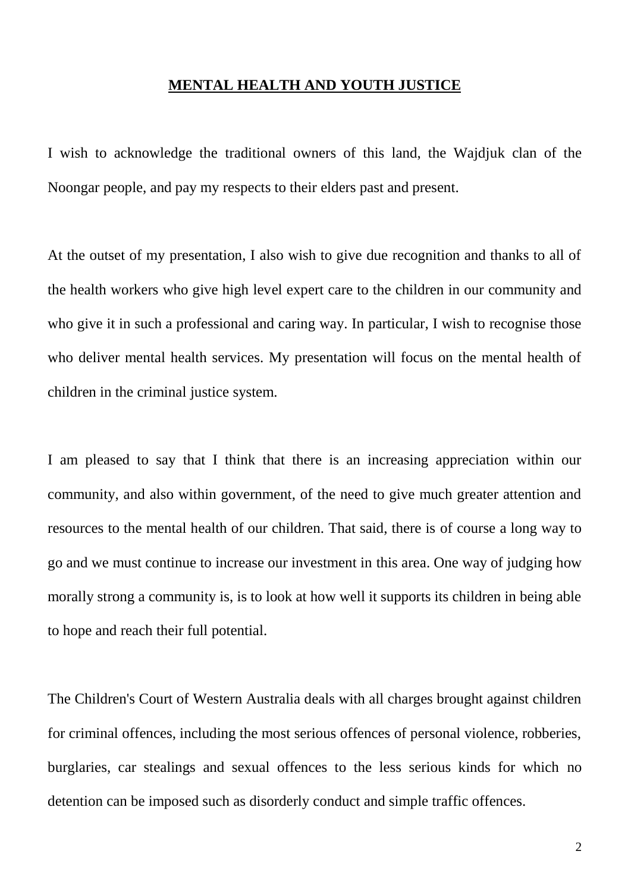**MENTAL HEALTH AND YOUTH JUSTICE**

I wish to acknowledge the traditional owners of this land, the Wajdjuk clan of the Noongar people, and pay my respects to their elders past and present.

At the outset of my presentation, I also wish to give due recognition and thanks to all of the health workers who give high level expert care to the children in our community and who give it in such a professional and caring way. In particular, I wish to recognise those who deliver mental health services. My presentation will focus on the mental health of children in the criminal justice system.

I am pleased to say that I think that there is an increasing appreciation within our community, and also within government, of the need to give much greater attention and resources to the mental health of our children. That said, there is of course a long way to go and we must continue to increase our investment in this area. One way of judging how morally strong a community is, is to look at how well it supports its children in being able to hope and reach their full potential.

The Children's Court of Western Australia deals with all charges brought against children for criminal offences, including the most serious offences of personal violence, robberies, burglaries, car stealings and sexual offences to the less serious kinds for which no detention can be imposed such as disorderly conduct and simple traffic offences.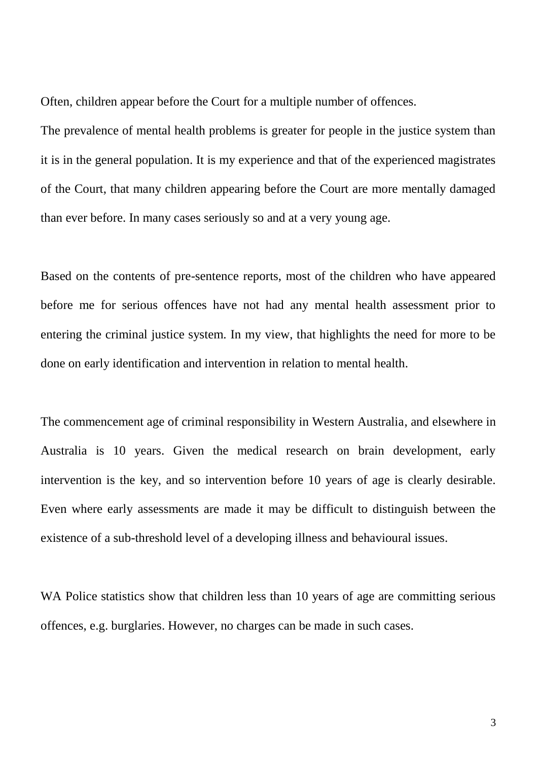Often, children appear before the Court for a multiple number of offences.

The prevalence of mental health problems is greater for people in the justice system than it is in the general population. It is my experience and that of the experienced magistrates of the Court, that many children appearing before the Court are more mentally damaged than ever before. In many cases seriously so and at a very young age.

Based on the contents of pre-sentence reports, most of the children who have appeared before me for serious offences have not had any mental health assessment prior to entering the criminal justice system. In my view, that highlights the need for more to be done on early identification and intervention in relation to mental health.

The commencement age of criminal responsibility in Western Australia, and elsewhere in Australia is 10 years. Given the medical research on brain development, early intervention is the key, and so intervention before 10 years of age is clearly desirable. Even where early assessments are made it may be difficult to distinguish between the existence of a sub-threshold level of a developing illness and behavioural issues.

WA Police statistics show that children less than 10 years of age are committing serious offences, e.g. burglaries. However, no charges can be made in such cases.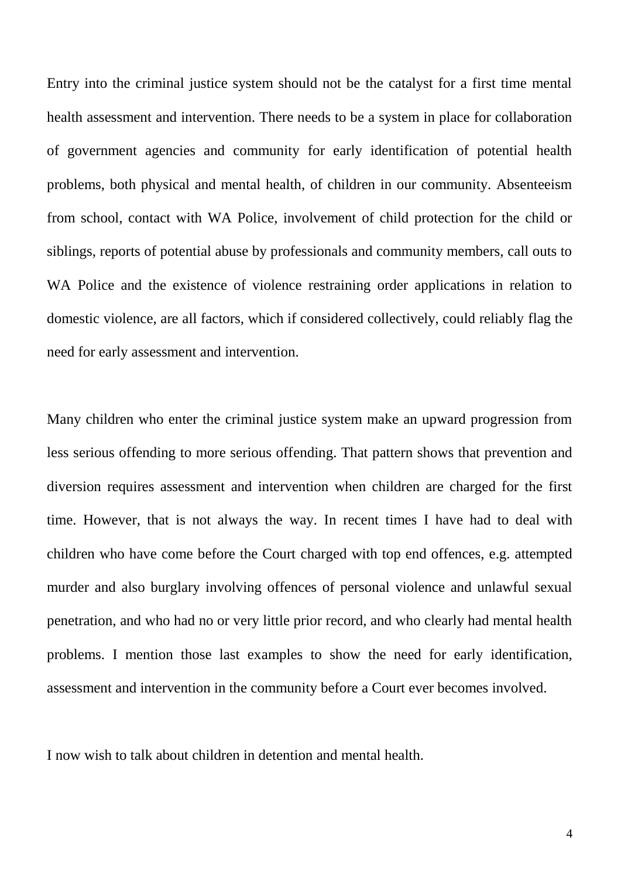Entry into the criminal justice system should not be the catalyst for a first time mental health assessment and intervention. There needs to be a system in place for collaboration of government agencies and community for early identification of potential health problems, both physical and mental health, of children in our community. Absenteeism from school, contact with WA Police, involvement of child protection for the child or siblings, reports of potential abuse by professionals and community members, call outs to WA Police and the existence of violence restraining order applications in relation to domestic violence, are all factors, which if considered collectively, could reliably flag the need for early assessment and intervention.

Many children who enter the criminal justice system make an upward progression from less serious offending to more serious offending. That pattern shows that prevention and diversion requires assessment and intervention when children are charged for the first time. However, that is not always the way. In recent times I have had to deal with children who have come before the Court charged with top end offences, e.g. attempted murder and also burglary involving offences of personal violence and unlawful sexual penetration, and who had no or very little prior record, and who clearly had mental health problems. I mention those last examples to show the need for early identification, assessment and intervention in the community before a Court ever becomes involved.

I now wish to talk about children in detention and mental health.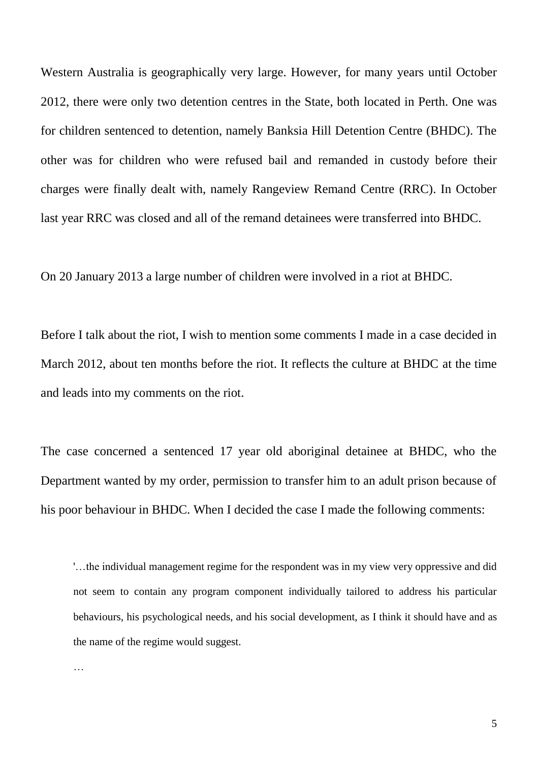Western Australia is geographically very large. However, for many years until October 2012, there were only two detention centres in the State, both located in Perth. One was for children sentenced to detention, namely Banksia Hill Detention Centre (BHDC). The other was for children who were refused bail and remanded in custody before their charges were finally dealt with, namely Rangeview Remand Centre (RRC). In October last year RRC was closed and all of the remand detainees were transferred into BHDC.

On 20 January 2013 a large number of children were involved in a riot at BHDC.

Before I talk about the riot, I wish to mention some comments I made in a case decided in March 2012, about ten months before the riot. It reflects the culture at BHDC at the time and leads into my comments on the riot.

The case concerned a sentenced 17 year old aboriginal detainee at BHDC, who the Department wanted by my order, permission to transfer him to an adult prison because of his poor behaviour in BHDC. When I decided the case I made the following comments:

> '…the individual management regime for the respondent was in my view very oppressive and did not seem to contain any program component individually tailored to address his particular behaviours, his psychological needs, and his social development, as I think it should have and as the name of the regime would suggest.
>
> …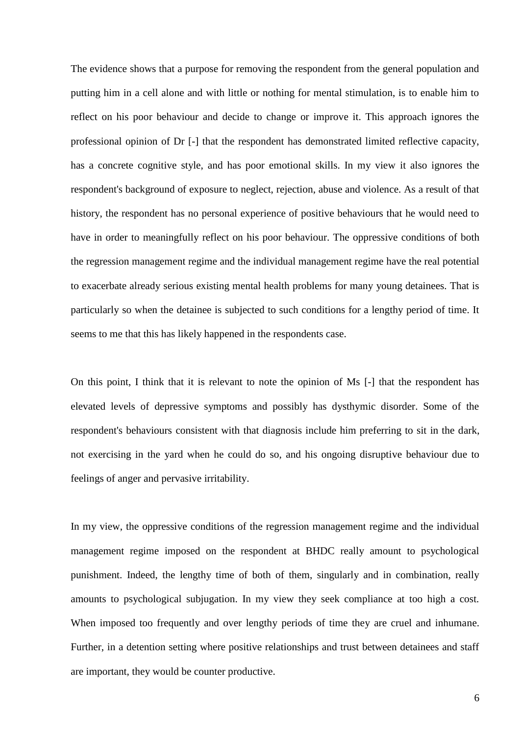The evidence shows that a purpose for removing the respondent from the general population and putting him in a cell alone and with little or nothing for mental stimulation, is to enable him to reflect on his poor behaviour and decide to change or improve it. This approach ignores the professional opinion of Dr [-] that the respondent has demonstrated limited reflective capacity, has a concrete cognitive style, and has poor emotional skills. In my view it also ignores the respondent's background of exposure to neglect, rejection, abuse and violence. As a result of that history, the respondent has no personal experience of positive behaviours that he would need to have in order to meaningfully reflect on his poor behaviour. The oppressive conditions of both the regression management regime and the individual management regime have the real potential to exacerbate already serious existing mental health problems for many young detainees. That is particularly so when the detainee is subjected to such conditions for a lengthy period of time. It seems to me that this has likely happened in the respondents case.

On this point, I think that it is relevant to note the opinion of Ms [-] that the respondent has elevated levels of depressive symptoms and possibly has dysthymic disorder. Some of the respondent's behaviours consistent with that diagnosis include him preferring to sit in the dark, not exercising in the yard when he could do so, and his ongoing disruptive behaviour due to feelings of anger and pervasive irritability.

In my view, the oppressive conditions of the regression management regime and the individual management regime imposed on the respondent at BHDC really amount to psychological punishment. Indeed, the lengthy time of both of them, singularly and in combination, really amounts to psychological subjugation. In my view they seek compliance at too high a cost. When imposed too frequently and over lengthy periods of time they are cruel and inhumane. Further, in a detention setting where positive relationships and trust between detainees and staff are important, they would be counter productive.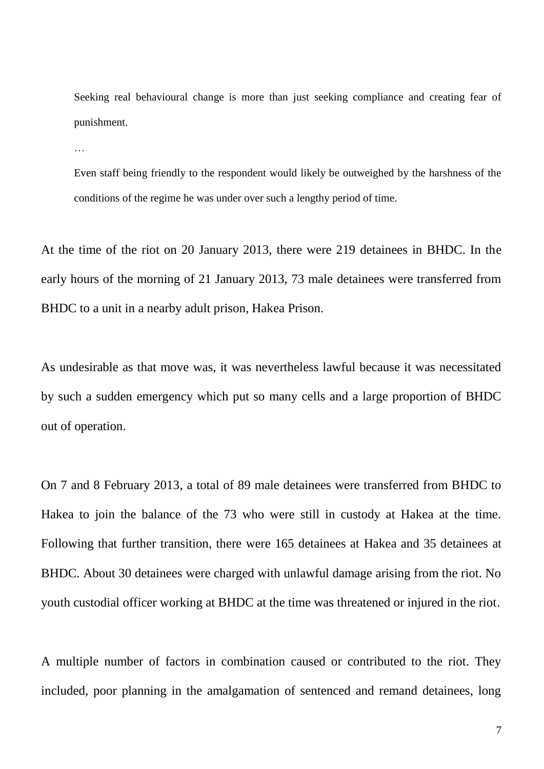> Seeking real behavioural change is more than just seeking compliance and creating fear of punishment.
>
> …
>
> Even staff being friendly to the respondent would likely be outweighed by the harshness of the conditions of the regime he was under over such a lengthy period of time.

At the time of the riot on 20 January 2013, there were 219 detainees in BHDC. In the early hours of the morning of 21 January 2013, 73 male detainees were transferred from BHDC to a unit in a nearby adult prison, Hakea Prison.

As undesirable as that move was, it was nevertheless lawful because it was necessitated by such a sudden emergency which put so many cells and a large proportion of BHDC out of operation.

On 7 and 8 February 2013, a total of 89 male detainees were transferred from BHDC to Hakea to join the balance of the 73 who were still in custody at Hakea at the time. Following that further transition, there were 165 detainees at Hakea and 35 detainees at BHDC. About 30 detainees were charged with unlawful damage arising from the riot. No youth custodial officer working at BHDC at the time was threatened or injured in the riot.

A multiple number of factors in combination caused or contributed to the riot. They included, poor planning in the amalgamation of sentenced and remand detainees, long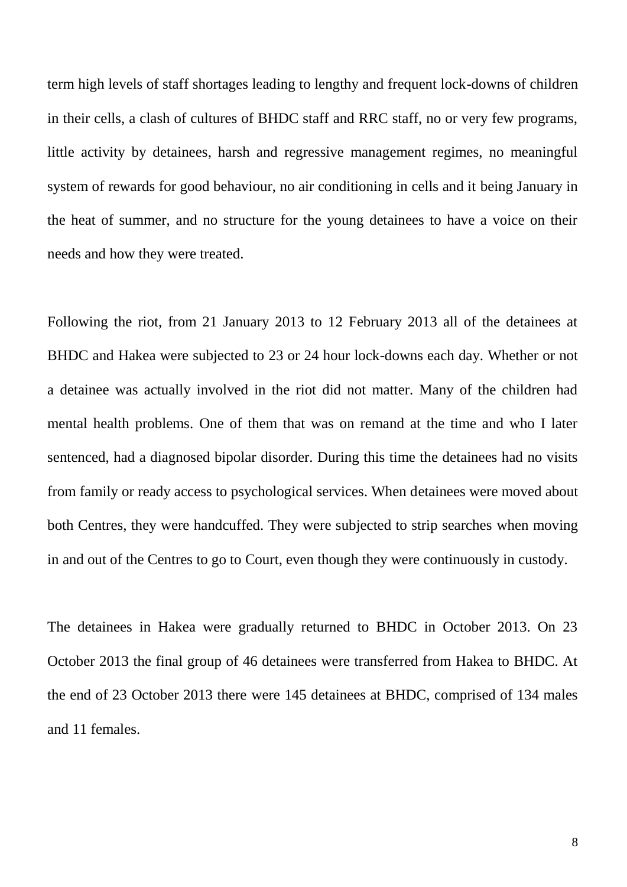term high levels of staff shortages leading to lengthy and frequent lock-downs of children in their cells, a clash of cultures of BHDC staff and RRC staff, no or very few programs, little activity by detainees, harsh and regressive management regimes, no meaningful system of rewards for good behaviour, no air conditioning in cells and it being January in the heat of summer, and no structure for the young detainees to have a voice on their needs and how they were treated.

Following the riot, from 21 January 2013 to 12 February 2013 all of the detainees at BHDC and Hakea were subjected to 23 or 24 hour lock-downs each day. Whether or not a detainee was actually involved in the riot did not matter. Many of the children had mental health problems. One of them that was on remand at the time and who I later sentenced, had a diagnosed bipolar disorder. During this time the detainees had no visits from family or ready access to psychological services. When detainees were moved about both Centres, they were handcuffed. They were subjected to strip searches when moving in and out of the Centres to go to Court, even though they were continuously in custody.

The detainees in Hakea were gradually returned to BHDC in October 2013. On 23 October 2013 the final group of 46 detainees were transferred from Hakea to BHDC. At the end of 23 October 2013 there were 145 detainees at BHDC, comprised of 134 males and 11 females.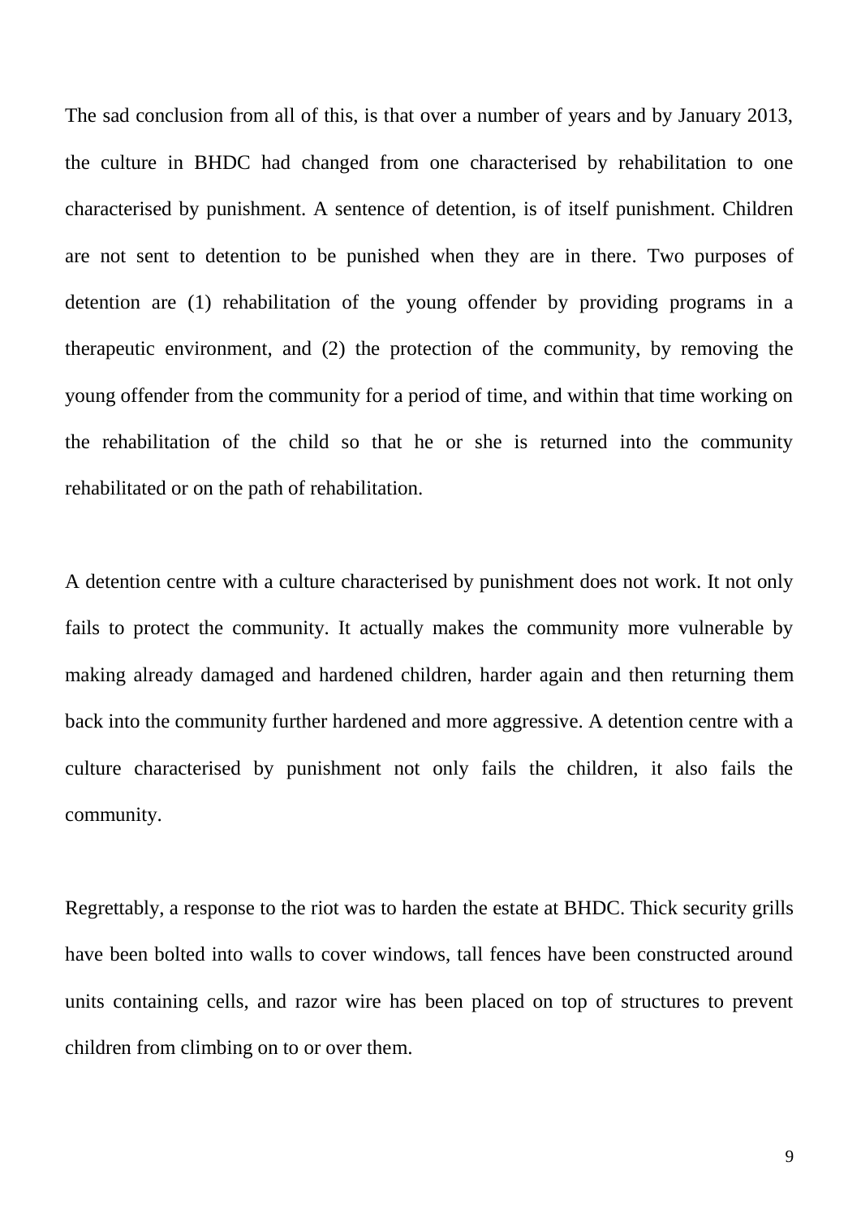The sad conclusion from all of this, is that over a number of years and by January 2013, the culture in BHDC had changed from one characterised by rehabilitation to one characterised by punishment. A sentence of detention, is of itself punishment. Children are not sent to detention to be punished when they are in there. Two purposes of detention are (1) rehabilitation of the young offender by providing programs in a therapeutic environment, and (2) the protection of the community, by removing the young offender from the community for a period of time, and within that time working on the rehabilitation of the child so that he or she is returned into the community rehabilitated or on the path of rehabilitation.

A detention centre with a culture characterised by punishment does not work. It not only fails to protect the community. It actually makes the community more vulnerable by making already damaged and hardened children, harder again and then returning them back into the community further hardened and more aggressive. A detention centre with a culture characterised by punishment not only fails the children, it also fails the community.

Regrettably, a response to the riot was to harden the estate at BHDC. Thick security grills have been bolted into walls to cover windows, tall fences have been constructed around units containing cells, and razor wire has been placed on top of structures to prevent children from climbing on to or over them.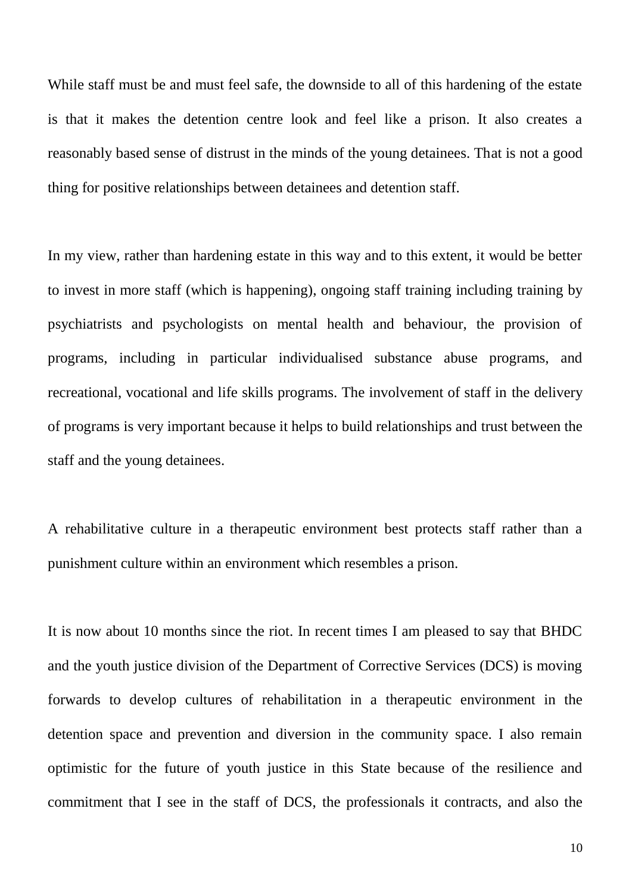While staff must be and must feel safe, the downside to all of this hardening of the estate is that it makes the detention centre look and feel like a prison. It also creates a reasonably based sense of distrust in the minds of the young detainees. That is not a good thing for positive relationships between detainees and detention staff.

In my view, rather than hardening estate in this way and to this extent, it would be better to invest in more staff (which is happening), ongoing staff training including training by psychiatrists and psychologists on mental health and behaviour, the provision of programs, including in particular individualised substance abuse programs, and recreational, vocational and life skills programs. The involvement of staff in the delivery of programs is very important because it helps to build relationships and trust between the staff and the young detainees.

A rehabilitative culture in a therapeutic environment best protects staff rather than a punishment culture within an environment which resembles a prison.

It is now about 10 months since the riot. In recent times I am pleased to say that BHDC and the youth justice division of the Department of Corrective Services (DCS) is moving forwards to develop cultures of rehabilitation in a therapeutic environment in the detention space and prevention and diversion in the community space. I also remain optimistic for the future of youth justice in this State because of the resilience and commitment that I see in the staff of DCS, the professionals it contracts, and also the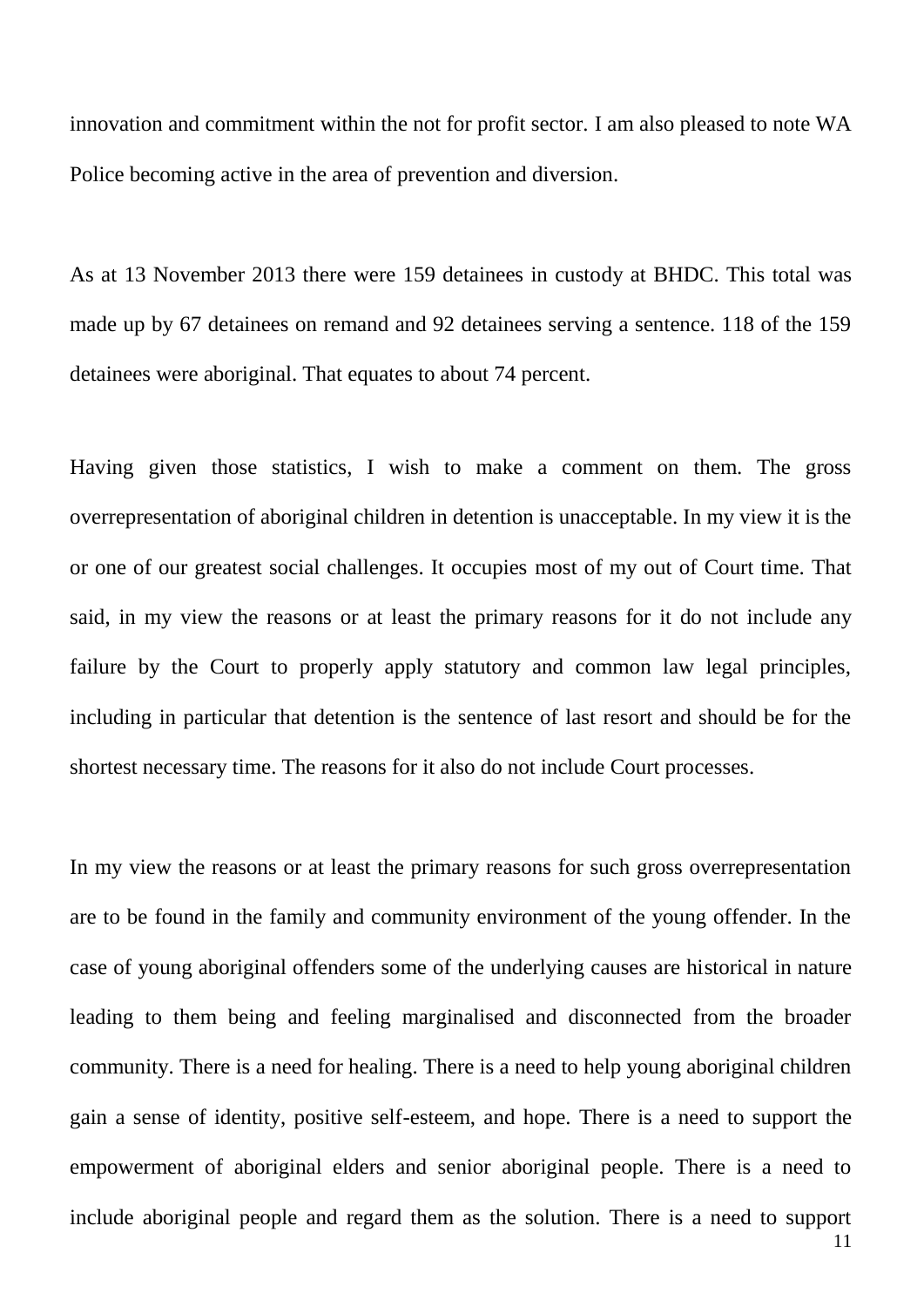innovation and commitment within the not for profit sector. I am also pleased to note WA Police becoming active in the area of prevention and diversion.

As at 13 November 2013 there were 159 detainees in custody at BHDC. This total was made up by 67 detainees on remand and 92 detainees serving a sentence. 118 of the 159 detainees were aboriginal. That equates to about 74 percent.

Having given those statistics, I wish to make a comment on them. The gross overrepresentation of aboriginal children in detention is unacceptable. In my view it is the or one of our greatest social challenges. It occupies most of my out of Court time. That said, in my view the reasons or at least the primary reasons for it do not include any failure by the Court to properly apply statutory and common law legal principles, including in particular that detention is the sentence of last resort and should be for the shortest necessary time. The reasons for it also do not include Court processes.

In my view the reasons or at least the primary reasons for such gross overrepresentation are to be found in the family and community environment of the young offender. In the case of young aboriginal offenders some of the underlying causes are historical in nature leading to them being and feeling marginalised and disconnected from the broader community. There is a need for healing. There is a need to help young aboriginal children gain a sense of identity, positive self-esteem, and hope. There is a need to support the empowerment of aboriginal elders and senior aboriginal people. There is a need to include aboriginal people and regard them as the solution. There is a need to support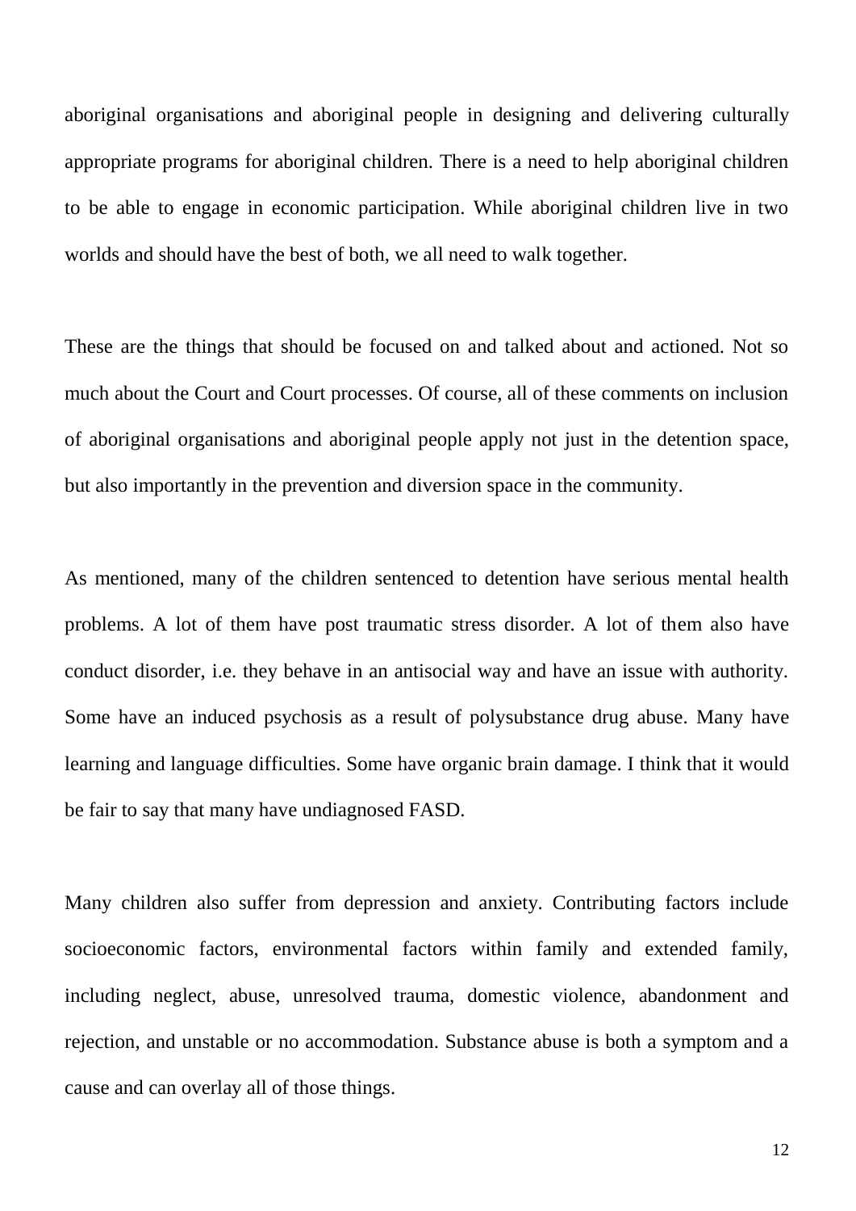aboriginal organisations and aboriginal people in designing and delivering culturally appropriate programs for aboriginal children. There is a need to help aboriginal children to be able to engage in economic participation. While aboriginal children live in two worlds and should have the best of both, we all need to walk together.

These are the things that should be focused on and talked about and actioned. Not so much about the Court and Court processes. Of course, all of these comments on inclusion of aboriginal organisations and aboriginal people apply not just in the detention space, but also importantly in the prevention and diversion space in the community.

As mentioned, many of the children sentenced to detention have serious mental health problems. A lot of them have post traumatic stress disorder. A lot of them also have conduct disorder, i.e. they behave in an antisocial way and have an issue with authority. Some have an induced psychosis as a result of polysubstance drug abuse. Many have learning and language difficulties. Some have organic brain damage. I think that it would be fair to say that many have undiagnosed FASD.

Many children also suffer from depression and anxiety. Contributing factors include socioeconomic factors, environmental factors within family and extended family, including neglect, abuse, unresolved trauma, domestic violence, abandonment and rejection, and unstable or no accommodation. Substance abuse is both a symptom and a cause and can overlay all of those things.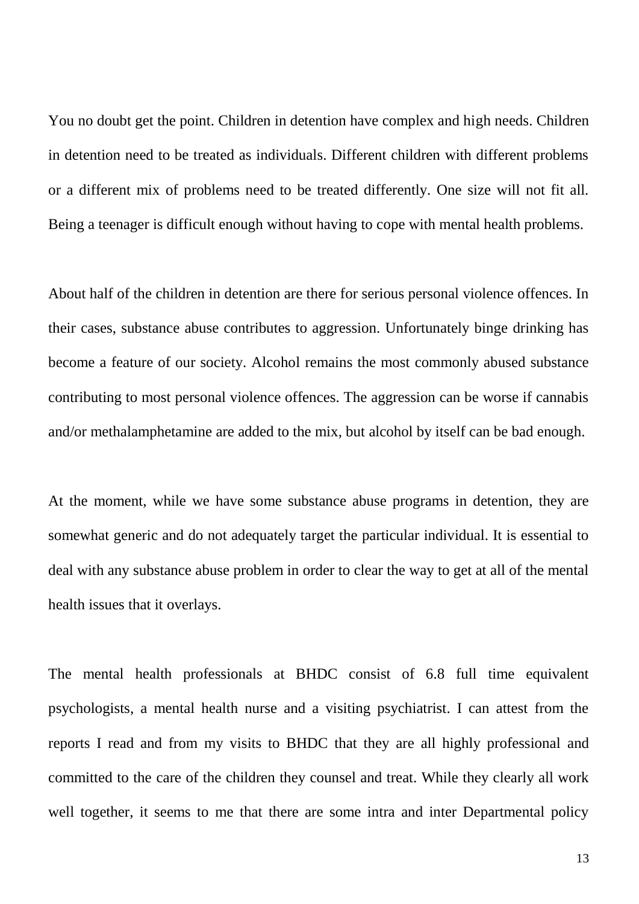You no doubt get the point. Children in detention have complex and high needs. Children in detention need to be treated as individuals. Different children with different problems or a different mix of problems need to be treated differently. One size will not fit all. Being a teenager is difficult enough without having to cope with mental health problems.

About half of the children in detention are there for serious personal violence offences. In their cases, substance abuse contributes to aggression. Unfortunately binge drinking has become a feature of our society. Alcohol remains the most commonly abused substance contributing to most personal violence offences. The aggression can be worse if cannabis and/or methalamphetamine are added to the mix, but alcohol by itself can be bad enough.

At the moment, while we have some substance abuse programs in detention, they are somewhat generic and do not adequately target the particular individual. It is essential to deal with any substance abuse problem in order to clear the way to get at all of the mental health issues that it overlays.

The mental health professionals at BHDC consist of 6.8 full time equivalent psychologists, a mental health nurse and a visiting psychiatrist. I can attest from the reports I read and from my visits to BHDC that they are all highly professional and committed to the care of the children they counsel and treat. While they clearly all work well together, it seems to me that there are some intra and inter Departmental policy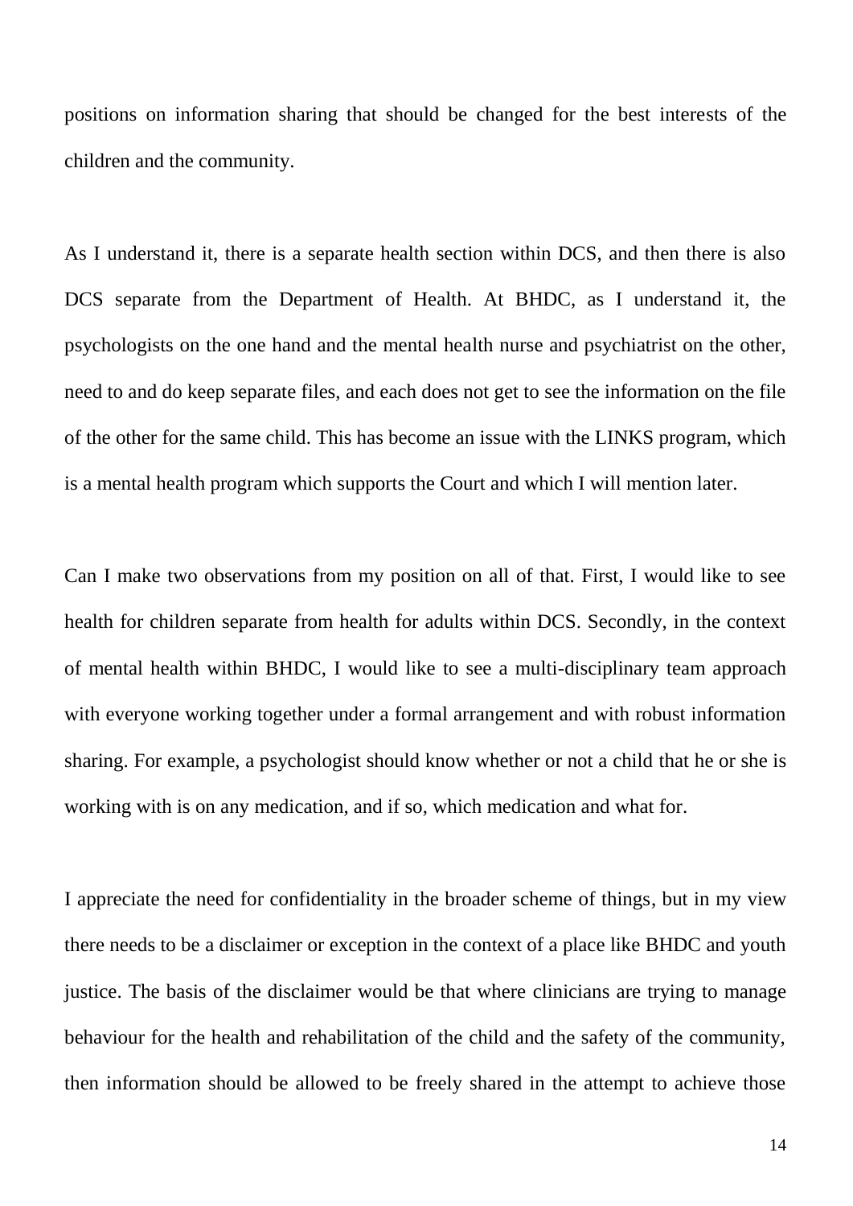positions on information sharing that should be changed for the best interests of the children and the community.

As I understand it, there is a separate health section within DCS, and then there is also DCS separate from the Department of Health. At BHDC, as I understand it, the psychologists on the one hand and the mental health nurse and psychiatrist on the other, need to and do keep separate files, and each does not get to see the information on the file of the other for the same child. This has become an issue with the LINKS program, which is a mental health program which supports the Court and which I will mention later.

Can I make two observations from my position on all of that. First, I would like to see health for children separate from health for adults within DCS. Secondly, in the context of mental health within BHDC, I would like to see a multi-disciplinary team approach with everyone working together under a formal arrangement and with robust information sharing. For example, a psychologist should know whether or not a child that he or she is working with is on any medication, and if so, which medication and what for.

I appreciate the need for confidentiality in the broader scheme of things, but in my view there needs to be a disclaimer or exception in the context of a place like BHDC and youth justice. The basis of the disclaimer would be that where clinicians are trying to manage behaviour for the health and rehabilitation of the child and the safety of the community, then information should be allowed to be freely shared in the attempt to achieve those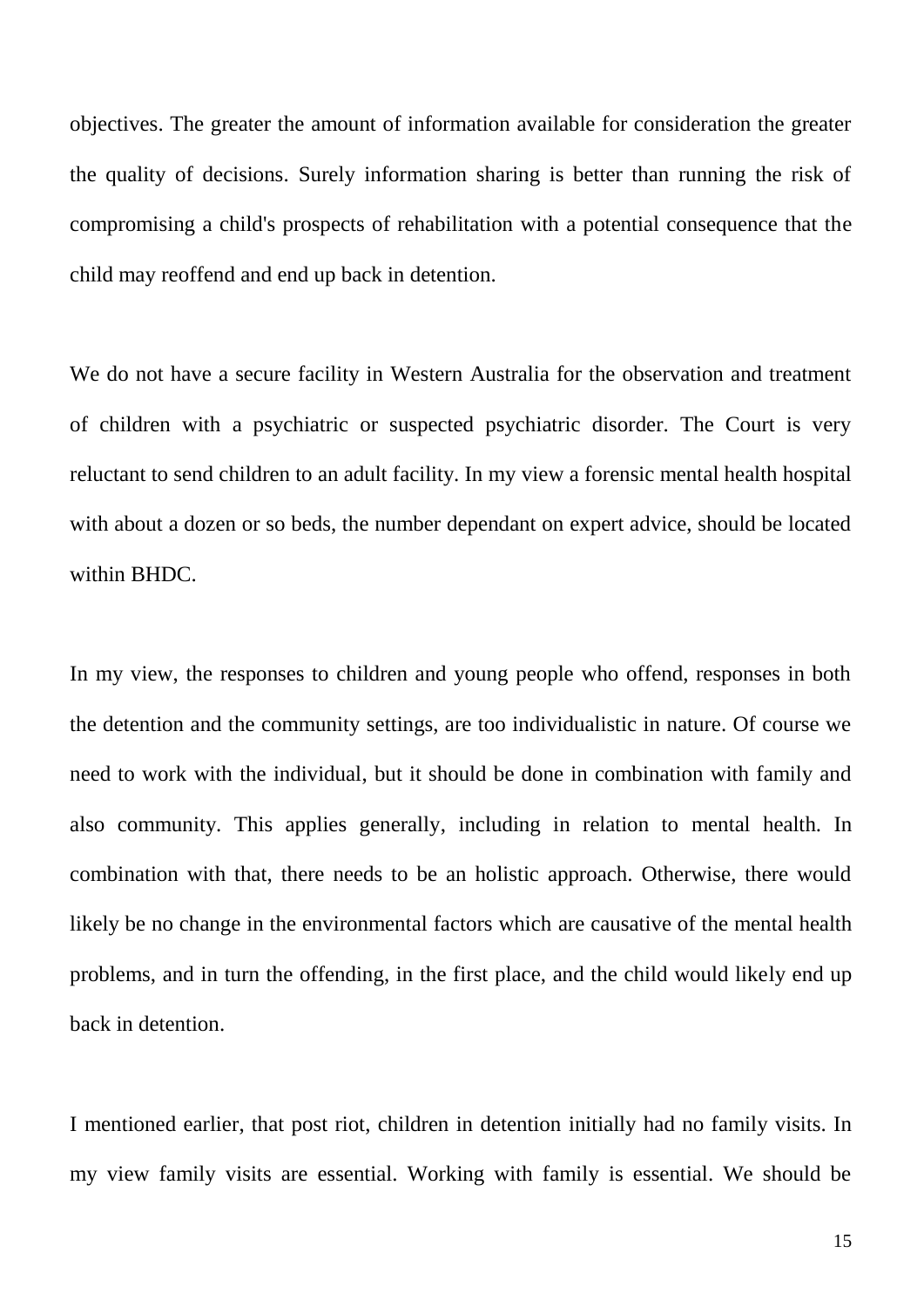objectives. The greater the amount of information available for consideration the greater the quality of decisions. Surely information sharing is better than running the risk of compromising a child's prospects of rehabilitation with a potential consequence that the child may reoffend and end up back in detention.

We do not have a secure facility in Western Australia for the observation and treatment of children with a psychiatric or suspected psychiatric disorder. The Court is very reluctant to send children to an adult facility. In my view a forensic mental health hospital with about a dozen or so beds, the number dependant on expert advice, should be located within BHDC.

In my view, the responses to children and young people who offend, responses in both the detention and the community settings, are too individualistic in nature. Of course we need to work with the individual, but it should be done in combination with family and also community. This applies generally, including in relation to mental health. In combination with that, there needs to be an holistic approach. Otherwise, there would likely be no change in the environmental factors which are causative of the mental health problems, and in turn the offending, in the first place, and the child would likely end up back in detention.

I mentioned earlier, that post riot, children in detention initially had no family visits. In my view family visits are essential. Working with family is essential. We should be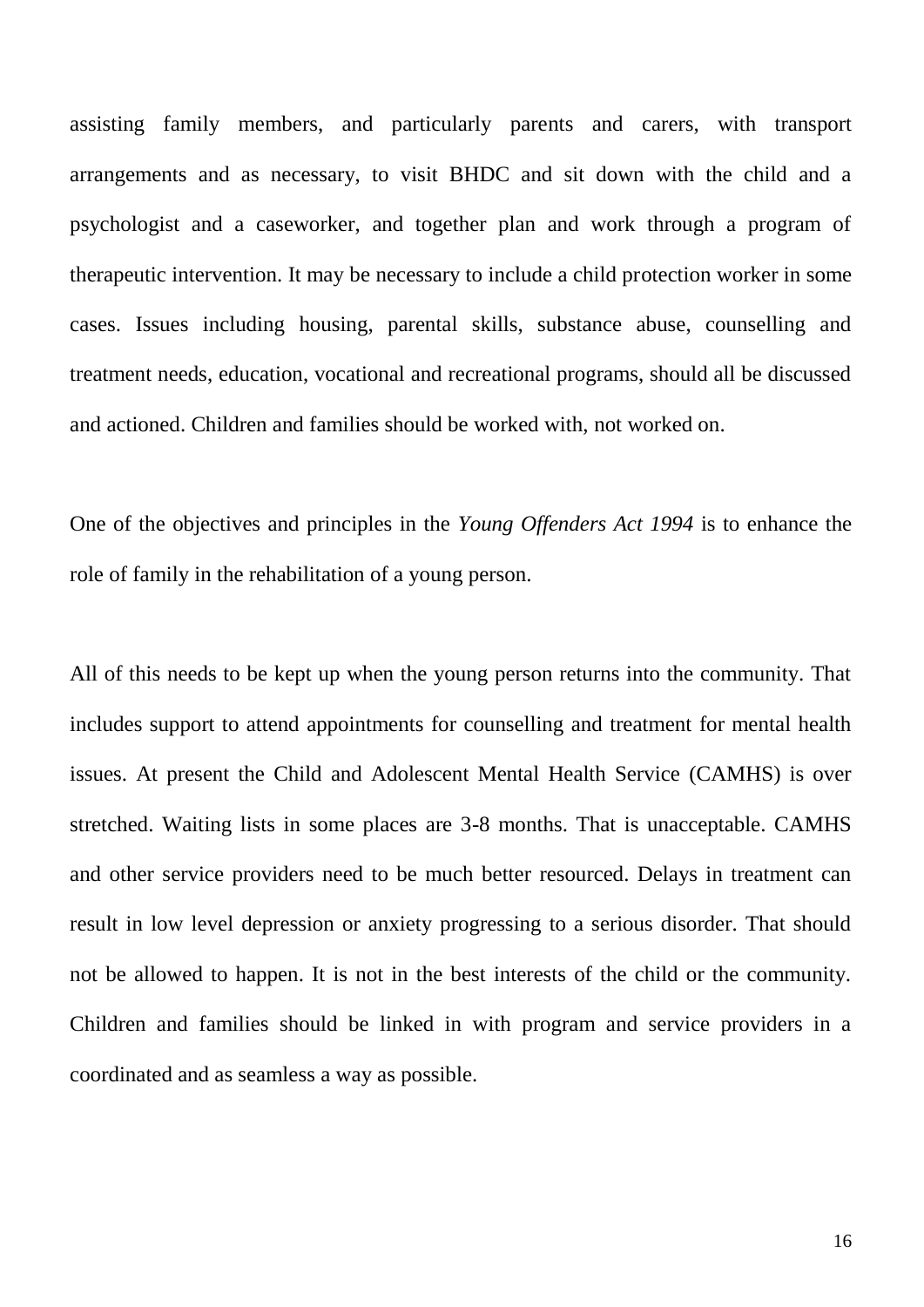assisting family members, and particularly parents and carers, with transport arrangements and as necessary, to visit BHDC and sit down with the child and a psychologist and a caseworker, and together plan and work through a program of therapeutic intervention. It may be necessary to include a child protection worker in some cases. Issues including housing, parental skills, substance abuse, counselling and treatment needs, education, vocational and recreational programs, should all be discussed and actioned. Children and families should be worked with, not worked on.

One of the objectives and principles in the *Young Offenders Act 1994* is to enhance the role of family in the rehabilitation of a young person.

All of this needs to be kept up when the young person returns into the community. That includes support to attend appointments for counselling and treatment for mental health issues. At present the Child and Adolescent Mental Health Service (CAMHS) is over stretched. Waiting lists in some places are 3-8 months. That is unacceptable. CAMHS and other service providers need to be much better resourced. Delays in treatment can result in low level depression or anxiety progressing to a serious disorder. That should not be allowed to happen. It is not in the best interests of the child or the community. Children and families should be linked in with program and service providers in a coordinated and as seamless a way as possible.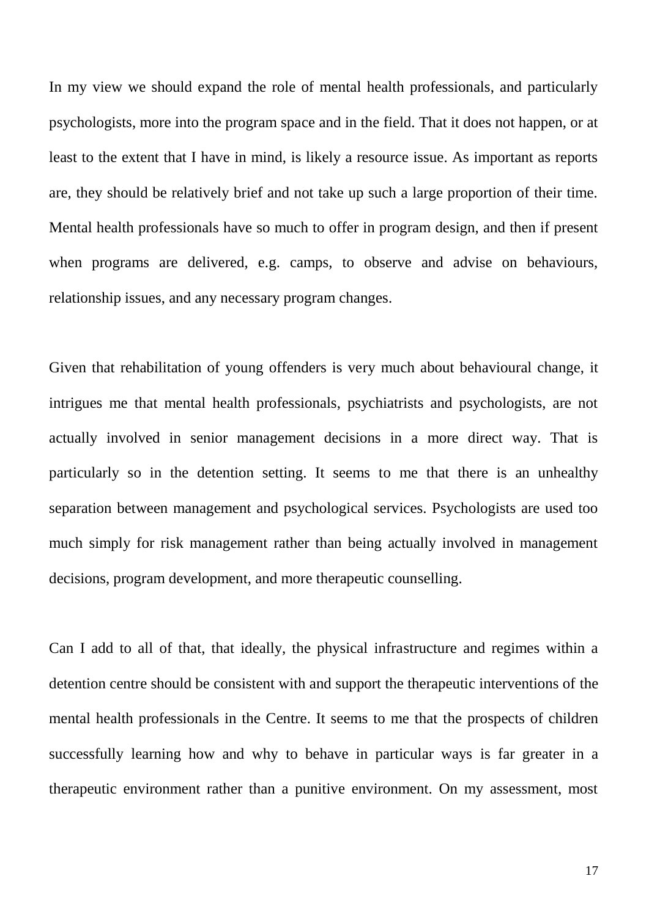In my view we should expand the role of mental health professionals, and particularly psychologists, more into the program space and in the field. That it does not happen, or at least to the extent that I have in mind, is likely a resource issue. As important as reports are, they should be relatively brief and not take up such a large proportion of their time. Mental health professionals have so much to offer in program design, and then if present when programs are delivered, e.g. camps, to observe and advise on behaviours, relationship issues, and any necessary program changes.

Given that rehabilitation of young offenders is very much about behavioural change, it intrigues me that mental health professionals, psychiatrists and psychologists, are not actually involved in senior management decisions in a more direct way. That is particularly so in the detention setting. It seems to me that there is an unhealthy separation between management and psychological services. Psychologists are used too much simply for risk management rather than being actually involved in management decisions, program development, and more therapeutic counselling.

Can I add to all of that, that ideally, the physical infrastructure and regimes within a detention centre should be consistent with and support the therapeutic interventions of the mental health professionals in the Centre. It seems to me that the prospects of children successfully learning how and why to behave in particular ways is far greater in a therapeutic environment rather than a punitive environment. On my assessment, most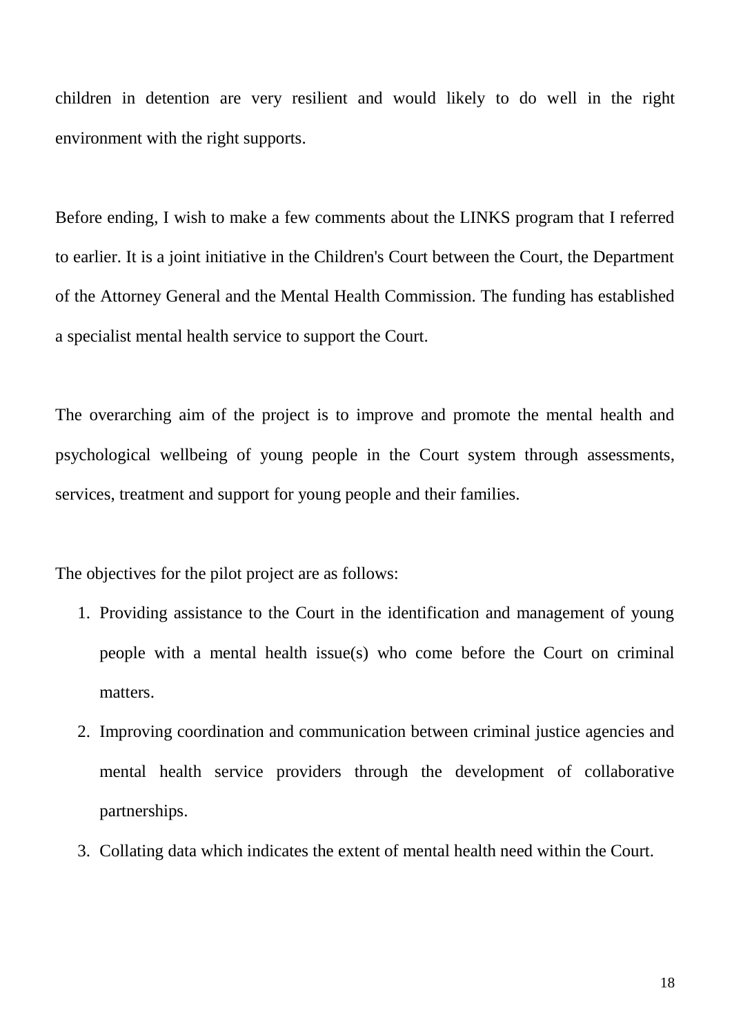children in detention are very resilient and would likely to do well in the right environment with the right supports.

Before ending, I wish to make a few comments about the LINKS program that I referred to earlier. It is a joint initiative in the Children's Court between the Court, the Department of the Attorney General and the Mental Health Commission. The funding has established a specialist mental health service to support the Court.

The overarching aim of the project is to improve and promote the mental health and psychological wellbeing of young people in the Court system through assessments, services, treatment and support for young people and their families.

The objectives for the pilot project are as follows:

1. Providing assistance to the Court in the identification and management of young people with a mental health issue(s) who come before the Court on criminal matters.
2. Improving coordination and communication between criminal justice agencies and mental health service providers through the development of collaborative partnerships.
3. Collating data which indicates the extent of mental health need within the Court.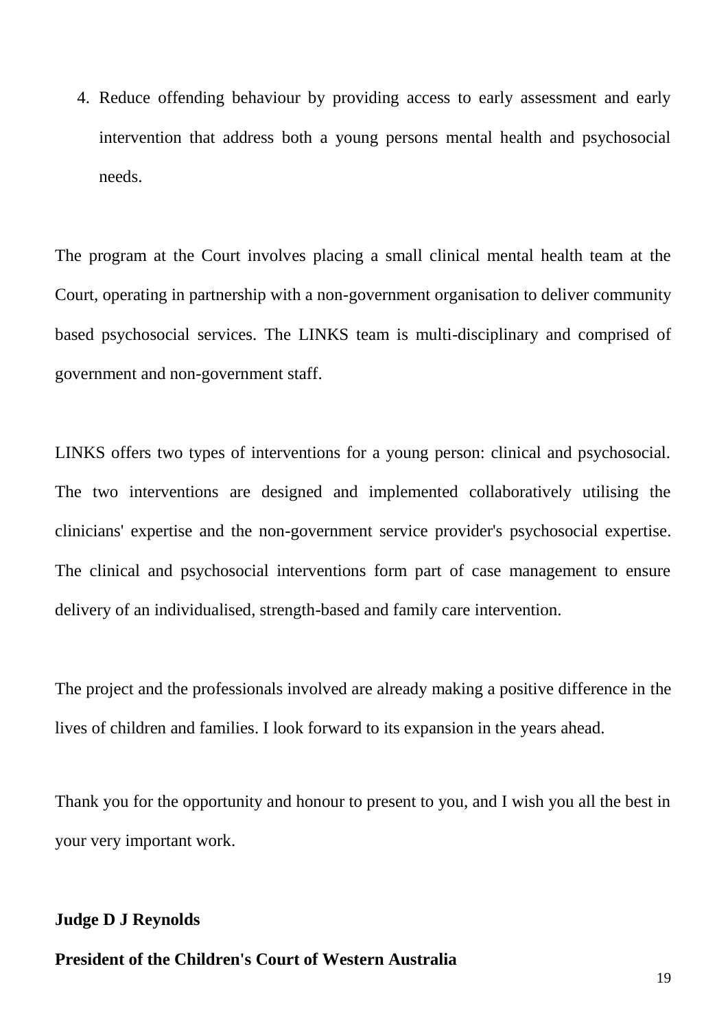4. Reduce offending behaviour by providing access to early assessment and early intervention that address both a young persons mental health and psychosocial needs.

The program at the Court involves placing a small clinical mental health team at the Court, operating in partnership with a non-government organisation to deliver community based psychosocial services. The LINKS team is multi-disciplinary and comprised of government and non-government staff.

LINKS offers two types of interventions for a young person: clinical and psychosocial. The two interventions are designed and implemented collaboratively utilising the clinicians' expertise and the non-government service provider's psychosocial expertise. The clinical and psychosocial interventions form part of case management to ensure delivery of an individualised, strength-based and family care intervention.

The project and the professionals involved are already making a positive difference in the lives of children and families. I look forward to its expansion in the years ahead.

Thank you for the opportunity and honour to present to you, and I wish you all the best in your very important work.

**Judge D J Reynolds**

**President of the Children's Court of Western Australia**